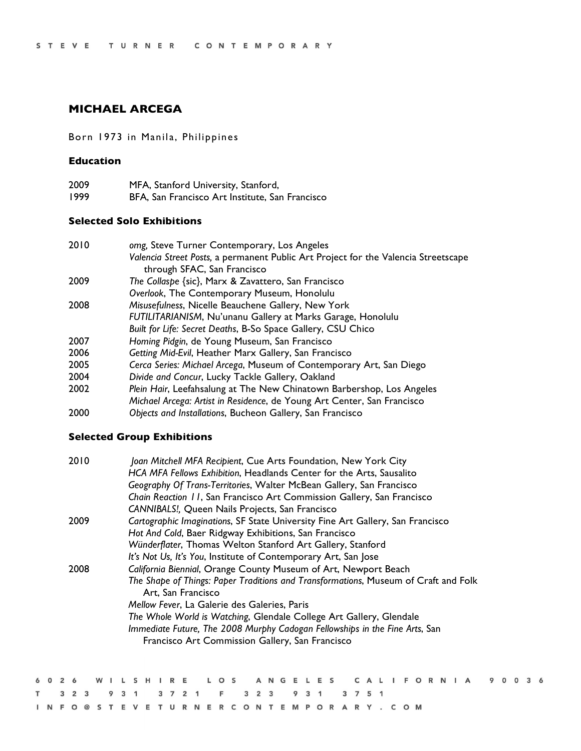# MICHAEL ARCEGA

Born 1973 in Manila, Philippines

## Education

| | |
|---|---|
| 2009 | MFA, Stanford University, Stanford, |
| 1999 | BFA, San Francisco Art Institute, San Francisco |

## Selected Solo Exhibitions

| | |
|---|---|
| 2010 | *omg,* Steve Turner Contemporary, Los Angeles |
| | *Valencia Street Posts,* a permanent Public Art Project for the Valencia Streetscape through SFAC, San Francisco |
| 2009 | *The Collaspe* {sic}, Marx & Zavattero, San Francisco |
| | *Overlook*, The Contemporary Museum, Honolulu |
| 2008 | *Misusefulness*, Nicelle Beauchene Gallery, New York |
| | *FUTILITARIANISM*, Nu'unanu Gallery at Marks Garage, Honolulu |
| | *Built for Life: Secret Deaths*, B-So Space Gallery, CSU Chico |
| 2007 | *Homing Pidgin*, de Young Museum, San Francisco |
| 2006 | *Getting Mid-Evil*, Heather Marx Gallery, San Francisco |
| 2005 | *Cerca Series: Michael Arcega*, Museum of Contemporary Art, San Diego |
| 2004 | *Divide and Concur*, Lucky Tackle Gallery, Oakland |
| 2002 | *Plein Hair*, Leefahsalung at The New Chinatown Barbershop, Los Angeles |
| | *Michael Arcega: Artist in Residence*, de Young Art Center, San Francisco |
| 2000 | *Objects and Installations*, Bucheon Gallery, San Francisco |

## Selected Group Exhibitions

| | |
|---|---|
| 2010 | *Joan Mitchell MFA Recipient*, Cue Arts Foundation, New York City |
| | *HCA MFA Fellows Exhibition*, Headlands Center for the Arts, Sausalito |
| | *Geography Of Trans-Territories*, Walter McBean Gallery, San Francisco |
| | *Chain Reaction 11*, San Francisco Art Commission Gallery, San Francisco |
| | *CANNIBALS!,* Queen Nails Projects, San Francisco |
| 2009 | *Cartographic Imaginations*, SF State University Fine Art Gallery, San Francisco |
| | *Hot And Cold*, Baer Ridgway Exhibitions, San Francisco |
| | *Wünderflater*, Thomas Welton Stanford Art Gallery, Stanford |
| | *It's Not Us, It's You*, Institute of Contemporary Art, San Jose |
| 2008 | *California Biennial*, Orange County Museum of Art, Newport Beach |
| | *The Shape of Things: Paper Traditions and Transformations*, Museum of Craft and Folk Art, San Francisco |
| | *Mellow Fever*, La Galerie des Galeries, Paris |
| | *The Whole World is Watching*, Glendale College Art Gallery, Glendale |
| | *Immediate Future, The 2008 Murphy Cadogan Fellowships in the Fine Arts*, San Francisco Art Commission Gallery, San Francisco |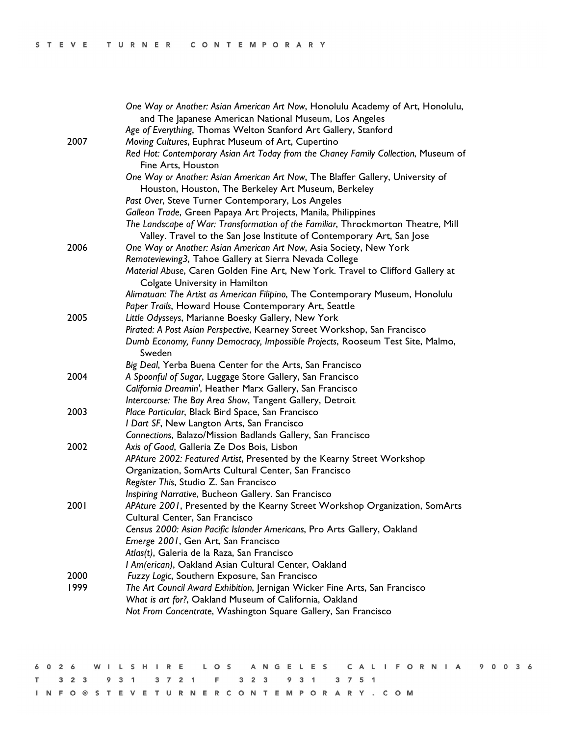*One Way or Another: Asian American Art Now*, Honolulu Academy of Art, Honolulu, and The Japanese American National Museum, Los Angeles
*Age of Everything*, Thomas Welton Stanford Art Gallery, Stanford

**2007**

*Moving Cultures*, Euphrat Museum of Art, Cupertino
*Red Hot: Contemporary Asian Art Today from the Chaney Family Collection*, Museum of Fine Arts, Houston
*One Way or Another: Asian American Art Now*, The Blaffer Gallery, University of Houston, Houston, The Berkeley Art Museum, Berkeley
*Past Over*, Steve Turner Contemporary, Los Angeles
*Galleon Trade*, Green Papaya Art Projects, Manila, Philippines
*The Landscape of War: Transformation of the Familiar*, Throckmorton Theatre, Mill Valley. Travel to the San Jose Institute of Contemporary Art, San Jose

**2006**

*One Way or Another: Asian American Art Now*, Asia Society, New York
*Remoteviewing3*, Tahoe Gallery at Sierra Nevada College
*Material Abuse*, Caren Golden Fine Art, New York. Travel to Clifford Gallery at Colgate University in Hamilton
*Alimatuan: The Artist as American Filipino*, The Contemporary Museum, Honolulu
*Paper Trails*, Howard House Contemporary Art, Seattle

**2005**

*Little Odysseys*, Marianne Boesky Gallery, New York
*Pirated: A Post Asian Perspective*, Kearney Street Workshop, San Francisco
*Dumb Economy, Funny Democracy, Impossible Projects*, Rooseum Test Site, Malmo, Sweden
*Big Deal*, Yerba Buena Center for the Arts, San Francisco

**2004**

*A Spoonful of Sugar*, Luggage Store Gallery, San Francisco
*California Dreamin'*, Heather Marx Gallery, San Francisco
*Intercourse: The Bay Area Show*, Tangent Gallery, Detroit

**2003**

*Place Particular*, Black Bird Space, San Francisco
*I Dart SF*, New Langton Arts, San Francisco
*Connections*, Balazo/Mission Badlands Gallery, San Francisco

**2002**

*Axis of Good*, Galleria Ze Dos Bois, Lisbon
*APAture 2002: Featured Artist*, Presented by the Kearny Street Workshop Organization, SomArts Cultural Center, San Francisco
*Register This*, Studio Z. San Francisco
*Inspiring Narrative*, Bucheon Gallery. San Francisco

**2001**

*APAture 2001*, Presented by the Kearny Street Workshop Organization, SomArts Cultural Center, San Francisco
*Census 2000: Asian Pacific Islander Americans*, Pro Arts Gallery, Oakland
*Emerge 2001*, Gen Art, San Francisco
*Atlas(t)*, Galeria de la Raza, San Francisco
*I Am(erican)*, Oakland Asian Cultural Center, Oakland

**2000**

*Fuzzy Logic*, Southern Exposure, San Francisco

**1999**

*The Art Council Award Exhibition*, Jernigan Wicker Fine Arts, San Francisco
*What is art for?*, Oakland Museum of California, Oakland
*Not From Concentrate*, Washington Square Gallery, San Francisco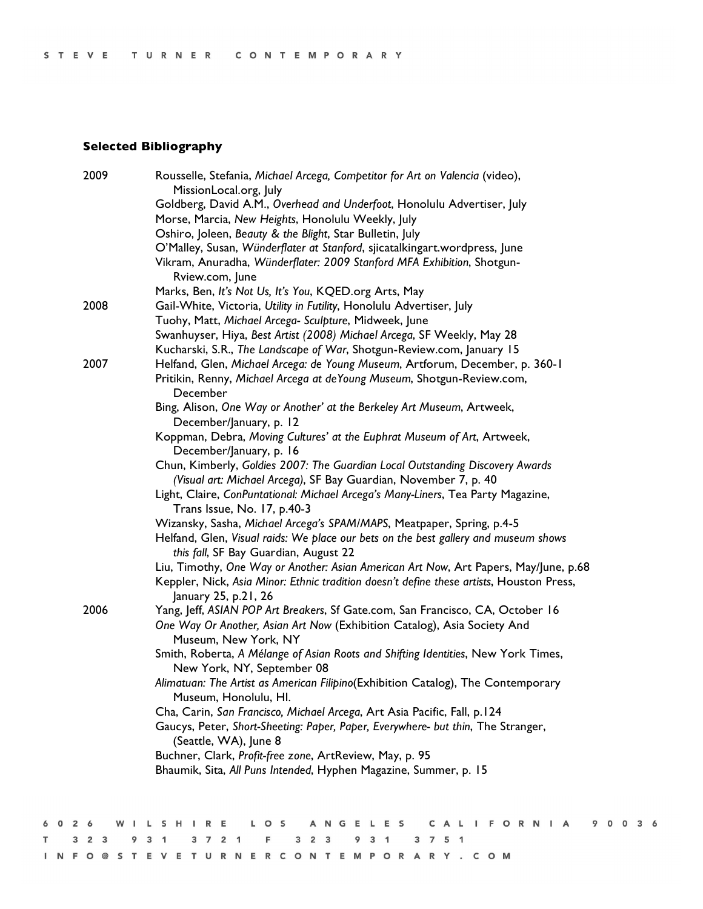## Selected Bibliography

**2009**

Rousselle, Stefania, *Michael Arcega, Competitor for Art on Valencia* (video), MissionLocal.org, July

Goldberg, David A.M., *Overhead and Underfoot*, Honolulu Advertiser, July

Morse, Marcia, *New Heights*, Honolulu Weekly, July

Oshiro, Joleen, *Beauty & the Blight*, Star Bulletin, July

O'Malley, Susan, *Wünderflater at Stanford*, sjicatalkingart.wordpress, June

Vikram, Anuradha, *Wünderflater: 2009 Stanford MFA Exhibition*, Shotgun-Rview.com, June

Marks, Ben, *It's Not Us, It's You*, KQED.org Arts, May

**2008**

Gail-White, Victoria, *Utility in Futility*, Honolulu Advertiser, July

Tuohy, Matt, *Michael Arcega- Sculpture*, Midweek, June

Swanhuyser, Hiya, *Best Artist (2008) Michael Arcega*, SF Weekly, May 28

Kucharski, S.R., *The Landscape of War*, Shotgun-Review.com, January 15

**2007**

Helfand, Glen, *Michael Arcega: de Young Museum*, Artforum, December, p. 360-1

Pritikin, Renny, *Michael Arcega at deYoung Museum*, Shotgun-Review.com, December

Bing, Alison, *One Way or Another' at the Berkeley Art Museum*, Artweek, December/January, p. 12

Koppman, Debra, *Moving Cultures' at the Euphrat Museum of Art*, Artweek, December/January, p. 16

Chun, Kimberly, *Goldies 2007: The Guardian Local Outstanding Discovery Awards (Visual art: Michael Arcega)*, SF Bay Guardian, November 7, p. 40

Light, Claire, *ConPuntational: Michael Arcega's Many-Liners*, Tea Party Magazine, Trans Issue, No. 17, p.40-3

Wizansky, Sasha, *Michael Arcega's SPAM/MAPS*, Meatpaper, Spring, p.4-5

Helfand, Glen, *Visual raids: We place our bets on the best gallery and museum shows this fall*, SF Bay Guardian, August 22

Liu, Timothy, *One Way or Another: Asian American Art Now*, Art Papers, May/June, p.68

Keppler, Nick, *Asia Minor: Ethnic tradition doesn't define these artists*, Houston Press, January 25, p.21, 26

**2006**

Yang, Jeff, *ASIAN POP Art Breakers*, Sf Gate.com, San Francisco, CA, October 16

*One Way Or Another, Asian Art Now* (Exhibition Catalog), Asia Society And Museum, New York, NY

Smith, Roberta, *A Mélange of Asian Roots and Shifting Identities*, New York Times, New York, NY, September 08

*Alimatuan: The Artist as American Filipino*(Exhibition Catalog), The Contemporary Museum, Honolulu, HI.

Cha, Carin, *San Francisco, Michael Arcega*, Art Asia Pacific, Fall, p.124

Gaucys, Peter, *Short-Sheeting: Paper, Paper, Everywhere- but thin*, The Stranger, (Seattle, WA), June 8

Buchner, Clark, *Profit-free zone*, ArtReview, May, p. 95

Bhaumik, Sita, *All Puns Intended*, Hyphen Magazine, Summer, p. 15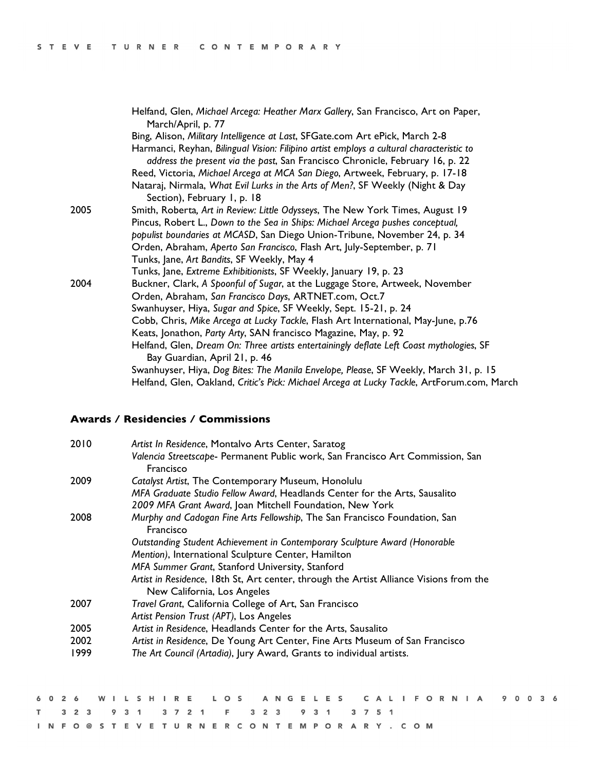Helfand, Glen, *Michael Arcega: Heather Marx Gallery*, San Francisco, Art on Paper, March/April, p. 77
Bing, Alison, *Military Intelligence at Last*, SFGate.com Art ePick, March 2-8
Harmanci, Reyhan, *Bilingual Vision: Filipino artist employs a cultural characteristic to address the present via the past*, San Francisco Chronicle, February 16, p. 22
Reed, Victoria, *Michael Arcega at MCA San Diego*, Artweek, February, p. 17-18
Nataraj, Nirmala, *What Evil Lurks in the Arts of Men?*, SF Weekly (Night & Day Section), February 1, p. 18

2005
Smith, Roberta, *Art in Review: Little Odysseys*, The New York Times, August 19
Pincus, Robert L., *Down to the Sea in Ships: Michael Arcega pushes conceptual, populist boundaries at MCASD*, San Diego Union-Tribune, November 24, p. 34
Orden, Abraham, *Aperto San Francisco*, Flash Art, July-September, p. 71
Tunks, Jane, *Art Bandits*, SF Weekly, May 4
Tunks, Jane, *Extreme Exhibitionists*, SF Weekly, January 19, p. 23

2004
Buckner, Clark, *A Spoonful of Sugar*, at the Luggage Store, Artweek, November
Orden, Abraham, *San Francisco Days*, ARTNET.com, Oct.7
Swanhuyser, Hiya, *Sugar and Spice*, SF Weekly, Sept. 15-21, p. 24
Cobb, Chris, *Mike Arcega at Lucky Tackle*, Flash Art International, May-June, p.76
Keats, Jonathon, *Party Arty*, SAN francisco Magazine, May, p. 92
Helfand, Glen, *Dream On: Three artists entertainingly deflate Left Coast mythologies*, SF Bay Guardian, April 21, p. 46
Swanhuyser, Hiya, *Dog Bites: The Manila Envelope, Please*, SF Weekly, March 31, p. 15
Helfand, Glen, Oakland, *Critic's Pick: Michael Arcega at Lucky Tackle*, ArtForum.com, March

## Awards / Residencies / Commissions

2010
*Artist In Residence*, Montalvo Arts Center, Saratog
*Valencia Streetscape*- Permanent Public work, San Francisco Art Commission, San Francisco

2009
*Catalyst Artist*, The Contemporary Museum, Honolulu
*MFA Graduate Studio Fellow Award*, Headlands Center for the Arts, Sausalito
*2009 MFA Grant Award*, Joan Mitchell Foundation, New York

2008
*Murphy and Cadogan Fine Arts Fellowship*, The San Francisco Foundation, San Francisco
*Outstanding Student Achievement in Contemporary Sculpture Award (Honorable Mention)*, International Sculpture Center, Hamilton
*MFA Summer Grant*, Stanford University, Stanford
*Artist in Residence*, 18th St, Art center, through the Artist Alliance Visions from the New California, Los Angeles

2007
*Travel Grant*, California College of Art, San Francisco
*Artist Pension Trust (APT)*, Los Angeles

2005
*Artist in Residence*, Headlands Center for the Arts, Sausalito

2002
*Artist in Residence*, De Young Art Center, Fine Arts Museum of San Francisco

1999
*The Art Council (Artadia)*, Jury Award, Grants to individual artists.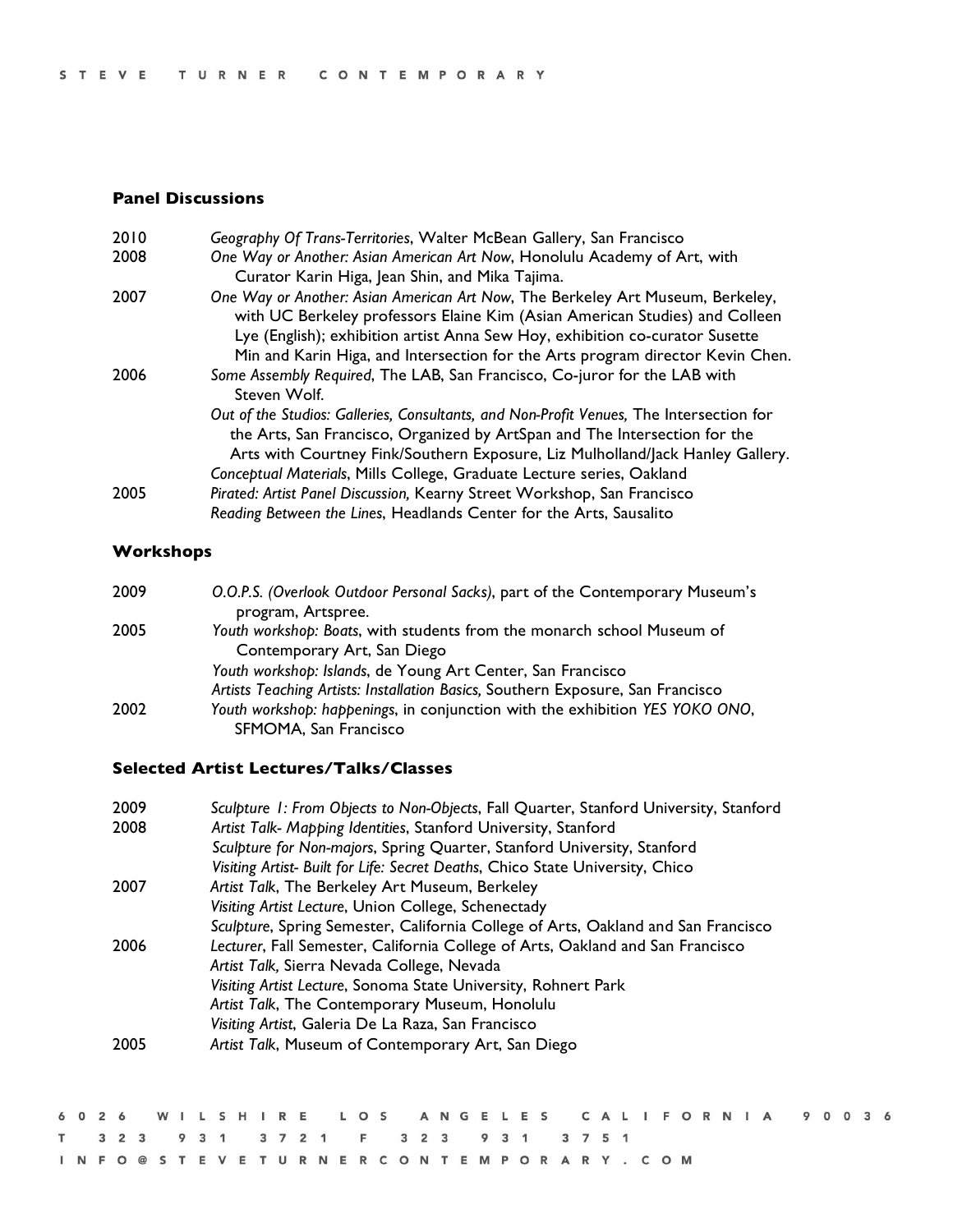### Panel Discussions

2010 *Geography Of Trans-Territories*, Walter McBean Gallery, San Francisco

2008 *One Way or Another: Asian American Art Now*, Honolulu Academy of Art, with Curator Karin Higa, Jean Shin, and Mika Tajima.

2007 *One Way or Another: Asian American Art Now*, The Berkeley Art Museum, Berkeley, with UC Berkeley professors Elaine Kim (Asian American Studies) and Colleen Lye (English); exhibition artist Anna Sew Hoy, exhibition co-curator Susette Min and Karin Higa, and Intersection for the Arts program director Kevin Chen.

2006 *Some Assembly Required*, The LAB, San Francisco, Co-juror for the LAB with Steven Wolf.

*Out of the Studios: Galleries, Consultants, and Non-Profit Venues,* The Intersection for the Arts, San Francisco, Organized by ArtSpan and The Intersection for the Arts with Courtney Fink/Southern Exposure, Liz Mulholland/Jack Hanley Gallery.

*Conceptual Materials*, Mills College, Graduate Lecture series, Oakland

2005 *Pirated: Artist Panel Discussion,* Kearny Street Workshop, San Francisco

*Reading Between the Lines*, Headlands Center for the Arts, Sausalito

### Workshops

2009 *O.O.P.S. (Overlook Outdoor Personal Sacks)*, part of the Contemporary Museum's program, Artspree.

2005 *Youth workshop: Boats*, with students from the monarch school Museum of Contemporary Art, San Diego

*Youth workshop: Islands*, de Young Art Center, San Francisco

*Artists Teaching Artists: Installation Basics,* Southern Exposure, San Francisco

2002 *Youth workshop: happenings*, in conjunction with the exhibition *YES YOKO ONO*, SFMOMA, San Francisco

### Selected Artist Lectures/Talks/Classes

2009 *Sculpture 1: From Objects to Non-Objects*, Fall Quarter, Stanford University, Stanford

2008 *Artist Talk- Mapping Identities*, Stanford University, Stanford

*Sculpture for Non-majors*, Spring Quarter, Stanford University, Stanford

*Visiting Artist- Built for Life: Secret Deaths*, Chico State University, Chico

2007 *Artist Talk*, The Berkeley Art Museum, Berkeley

*Visiting Artist Lecture*, Union College, Schenectady

*Sculpture*, Spring Semester, California College of Arts, Oakland and San Francisco

2006 *Lecturer*, Fall Semester, California College of Arts, Oakland and San Francisco

*Artist Talk,* Sierra Nevada College, Nevada

*Visiting Artist Lecture*, Sonoma State University, Rohnert Park

*Artist Talk*, The Contemporary Museum, Honolulu

*Visiting Artist*, Galeria De La Raza, San Francisco

2005 *Artist Talk*, Museum of Contemporary Art, San Diego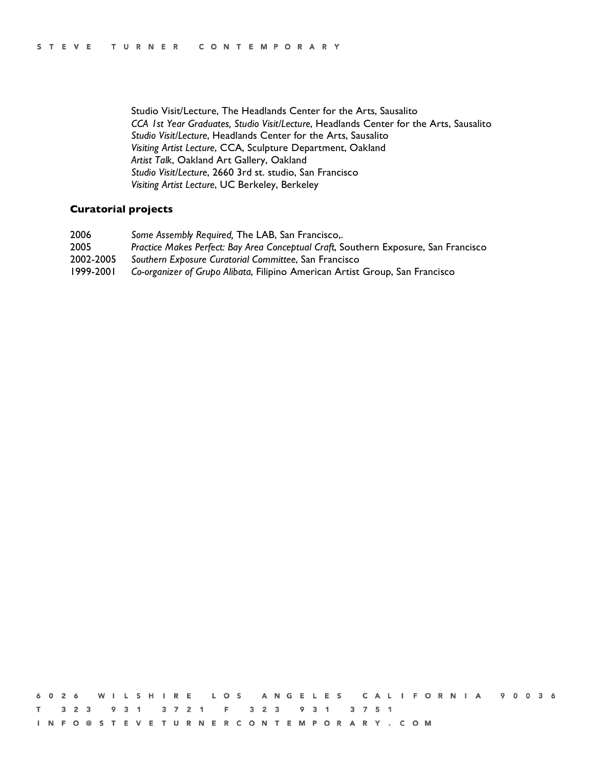Studio Visit/Lecture, The Headlands Center for the Arts, Sausalito
*CCA 1st Year Graduates, Studio Visit/Lecture*, Headlands Center for the Arts, Sausalito
*Studio Visit/Lecture*, Headlands Center for the Arts, Sausalito
*Visiting Artist Lecture*, CCA, Sculpture Department, Oakland
*Artist Talk*, Oakland Art Gallery, Oakland
*Studio Visit/Lecture*, 2660 3rd st. studio, San Francisco
*Visiting Artist Lecture*, UC Berkeley, Berkeley

**Curatorial projects**

| | |
|---|---|
| 2006 | *Some Assembly Required,* The LAB, San Francisco,. |
| 2005 | *Practice Makes Perfect: Bay Area Conceptual Craft*, Southern Exposure, San Francisco |
| 2002-2005 | *Southern Exposure Curatorial Committee*, San Francisco |
| 1999-2001 | *Co-organizer of Grupo Alibata*, Filipino American Artist Group, San Francisco |